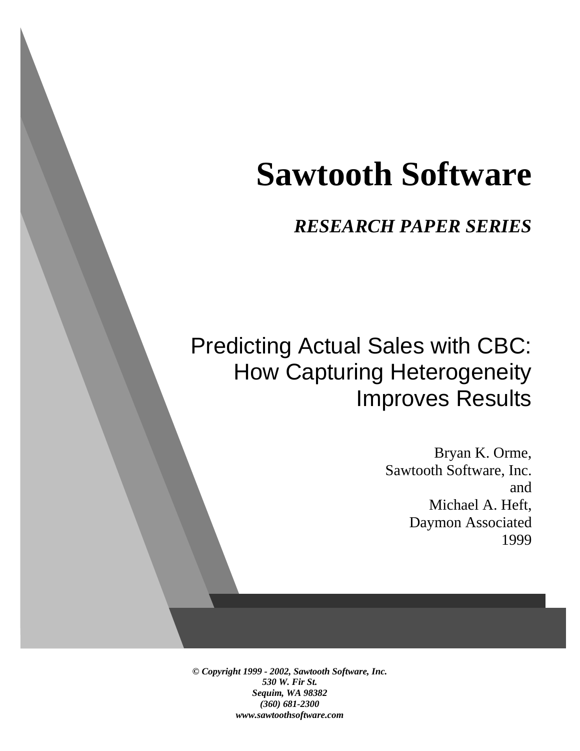# Sawtooth Software

***RESEARCH PAPER SERIES***

## Predicting Actual Sales with CBC: How Capturing Heterogeneity Improves Results

Bryan K. Orme,
Sawtooth Software, Inc.
and
Michael A. Heft,
Daymon Associated
1999

***© Copyright 1999 - 2002, Sawtooth Software, Inc.***
***530 W. Fir St.***
***Sequim, WA 98382***
***(360) 681-2300***
***www.sawtoothsoftware.com***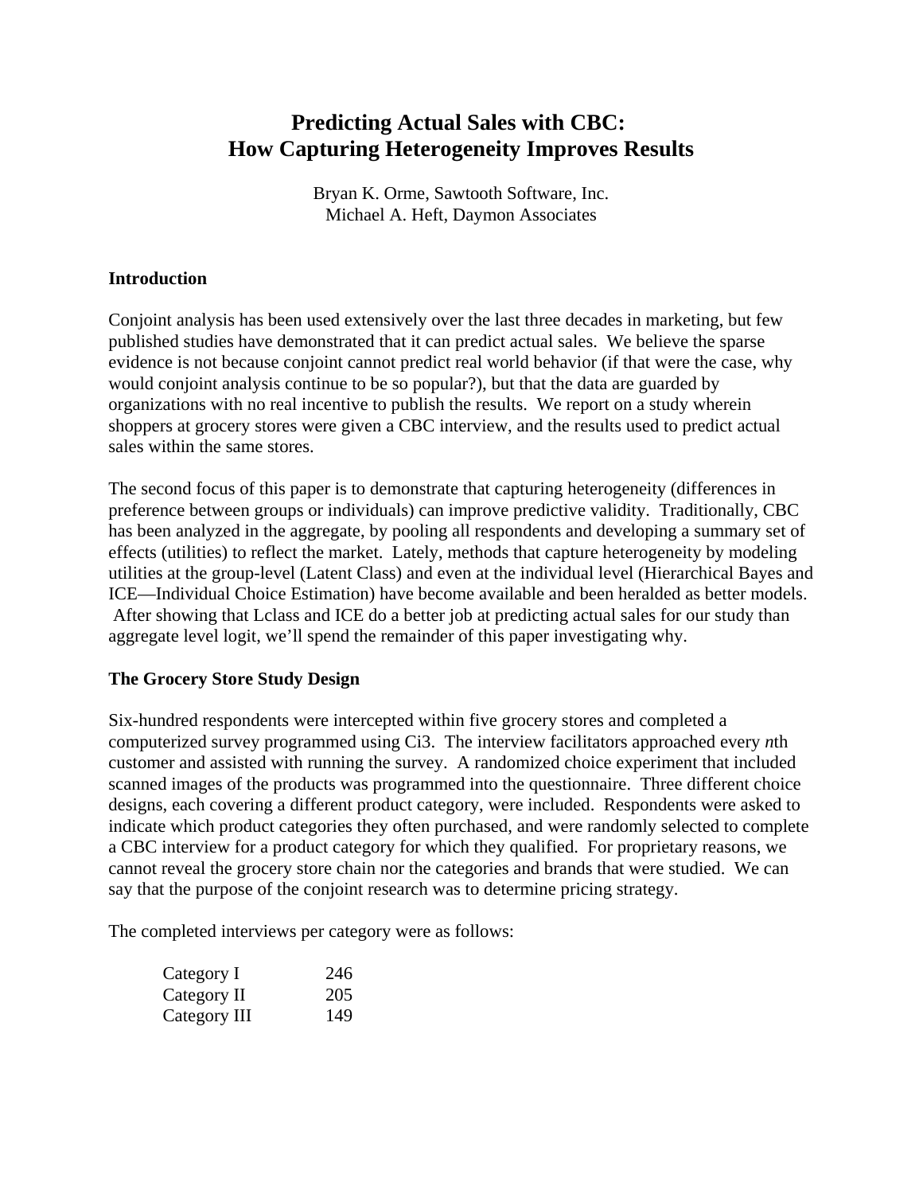# Predicting Actual Sales with CBC: How Capturing Heterogeneity Improves Results

Bryan K. Orme, Sawtooth Software, Inc.
Michael A. Heft, Daymon Associates

## Introduction

Conjoint analysis has been used extensively over the last three decades in marketing, but few published studies have demonstrated that it can predict actual sales. We believe the sparse evidence is not because conjoint cannot predict real world behavior (if that were the case, why would conjoint analysis continue to be so popular?), but that the data are guarded by organizations with no real incentive to publish the results. We report on a study wherein shoppers at grocery stores were given a CBC interview, and the results used to predict actual sales within the same stores.

The second focus of this paper is to demonstrate that capturing heterogeneity (differences in preference between groups or individuals) can improve predictive validity. Traditionally, CBC has been analyzed in the aggregate, by pooling all respondents and developing a summary set of effects (utilities) to reflect the market. Lately, methods that capture heterogeneity by modeling utilities at the group-level (Latent Class) and even at the individual level (Hierarchical Bayes and ICE—Individual Choice Estimation) have become available and been heralded as better models. After showing that Lclass and ICE do a better job at predicting actual sales for our study than aggregate level logit, we'll spend the remainder of this paper investigating why.

## The Grocery Store Study Design

Six-hundred respondents were intercepted within five grocery stores and completed a computerized survey programmed using Ci3. The interview facilitators approached every *n*th customer and assisted with running the survey. A randomized choice experiment that included scanned images of the products was programmed into the questionnaire. Three different choice designs, each covering a different product category, were included. Respondents were asked to indicate which product categories they often purchased, and were randomly selected to complete a CBC interview for a product category for which they qualified. For proprietary reasons, we cannot reveal the grocery store chain nor the categories and brands that were studied. We can say that the purpose of the conjoint research was to determine pricing strategy.

The completed interviews per category were as follows:

| | |
|---|---|
| Category I | 246 |
| Category II | 205 |
| Category III | 149 |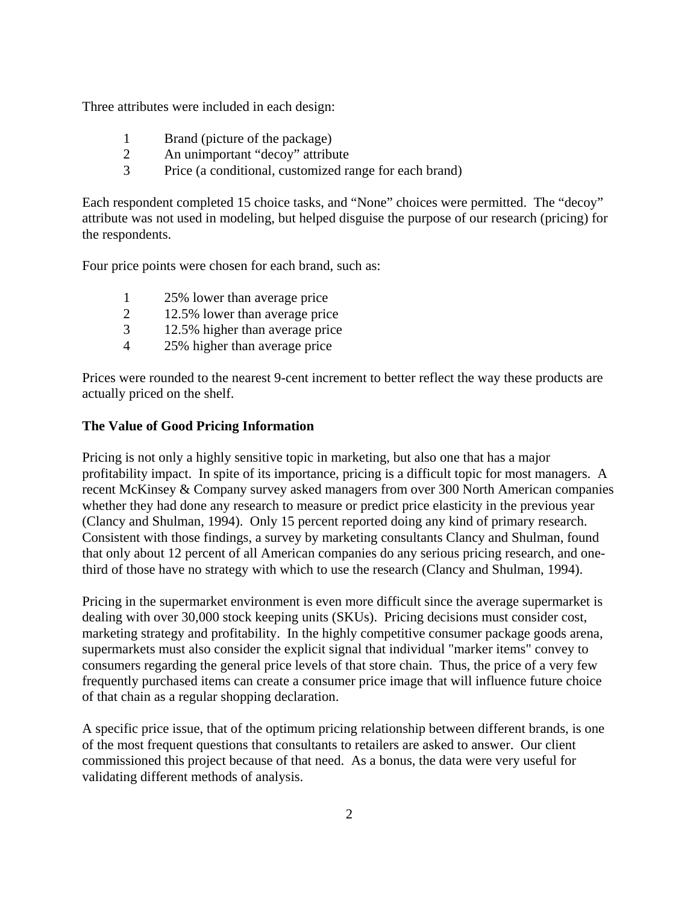Three attributes were included in each design:

1. Brand (picture of the package)
2. An unimportant "decoy" attribute
3. Price (a conditional, customized range for each brand)

Each respondent completed 15 choice tasks, and "None" choices were permitted. The "decoy" attribute was not used in modeling, but helped disguise the purpose of our research (pricing) for the respondents.

Four price points were chosen for each brand, such as:

1. 25% lower than average price
2. 12.5% lower than average price
3. 12.5% higher than average price
4. 25% higher than average price

Prices were rounded to the nearest 9-cent increment to better reflect the way these products are actually priced on the shelf.

**The Value of Good Pricing Information**

Pricing is not only a highly sensitive topic in marketing, but also one that has a major profitability impact. In spite of its importance, pricing is a difficult topic for most managers. A recent McKinsey & Company survey asked managers from over 300 North American companies whether they had done any research to measure or predict price elasticity in the previous year (Clancy and Shulman, 1994). Only 15 percent reported doing any kind of primary research. Consistent with those findings, a survey by marketing consultants Clancy and Shulman, found that only about 12 percent of all American companies do any serious pricing research, and one-third of those have no strategy with which to use the research (Clancy and Shulman, 1994).

Pricing in the supermarket environment is even more difficult since the average supermarket is dealing with over 30,000 stock keeping units (SKUs). Pricing decisions must consider cost, marketing strategy and profitability. In the highly competitive consumer package goods arena, supermarkets must also consider the explicit signal that individual "marker items" convey to consumers regarding the general price levels of that store chain. Thus, the price of a very few frequently purchased items can create a consumer price image that will influence future choice of that chain as a regular shopping declaration.

A specific price issue, that of the optimum pricing relationship between different brands, is one of the most frequent questions that consultants to retailers are asked to answer. Our client commissioned this project because of that need. As a bonus, the data were very useful for validating different methods of analysis.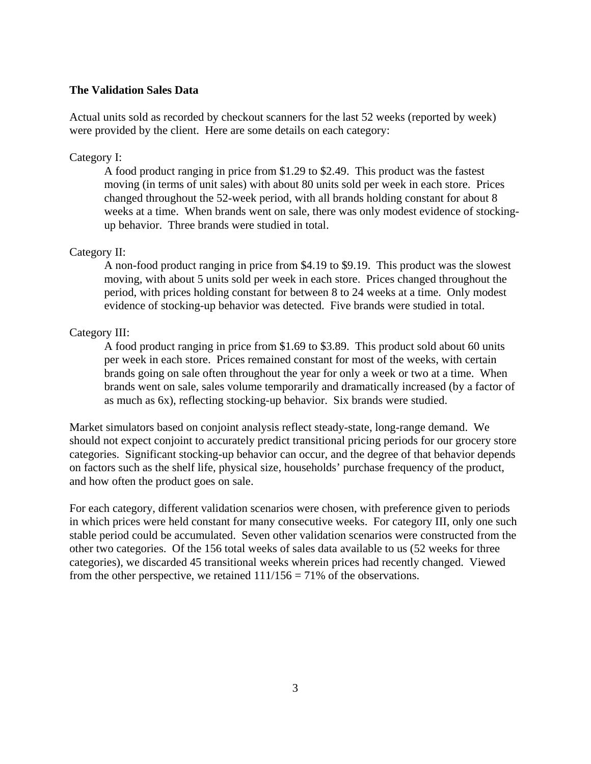### The Validation Sales Data

Actual units sold as recorded by checkout scanners for the last 52 weeks (reported by week) were provided by the client. Here are some details on each category:

Category I:

> A food product ranging in price from $1.29 to $2.49. This product was the fastest moving (in terms of unit sales) with about 80 units sold per week in each store. Prices changed throughout the 52-week period, with all brands holding constant for about 8 weeks at a time. When brands went on sale, there was only modest evidence of stocking-up behavior. Three brands were studied in total.

Category II:

> A non-food product ranging in price from $4.19 to $9.19. This product was the slowest moving, with about 5 units sold per week in each store. Prices changed throughout the period, with prices holding constant for between 8 to 24 weeks at a time. Only modest evidence of stocking-up behavior was detected. Five brands were studied in total.

Category III:

> A food product ranging in price from $1.69 to $3.89. This product sold about 60 units per week in each store. Prices remained constant for most of the weeks, with certain brands going on sale often throughout the year for only a week or two at a time. When brands went on sale, sales volume temporarily and dramatically increased (by a factor of as much as 6x), reflecting stocking-up behavior. Six brands were studied.

Market simulators based on conjoint analysis reflect steady-state, long-range demand. We should not expect conjoint to accurately predict transitional pricing periods for our grocery store categories. Significant stocking-up behavior can occur, and the degree of that behavior depends on factors such as the shelf life, physical size, households' purchase frequency of the product, and how often the product goes on sale.

For each category, different validation scenarios were chosen, with preference given to periods in which prices were held constant for many consecutive weeks. For category III, only one such stable period could be accumulated. Seven other validation scenarios were constructed from the other two categories. Of the 156 total weeks of sales data available to us (52 weeks for three categories), we discarded 45 transitional weeks wherein prices had recently changed. Viewed from the other perspective, we retained 111/156 = 71% of the observations.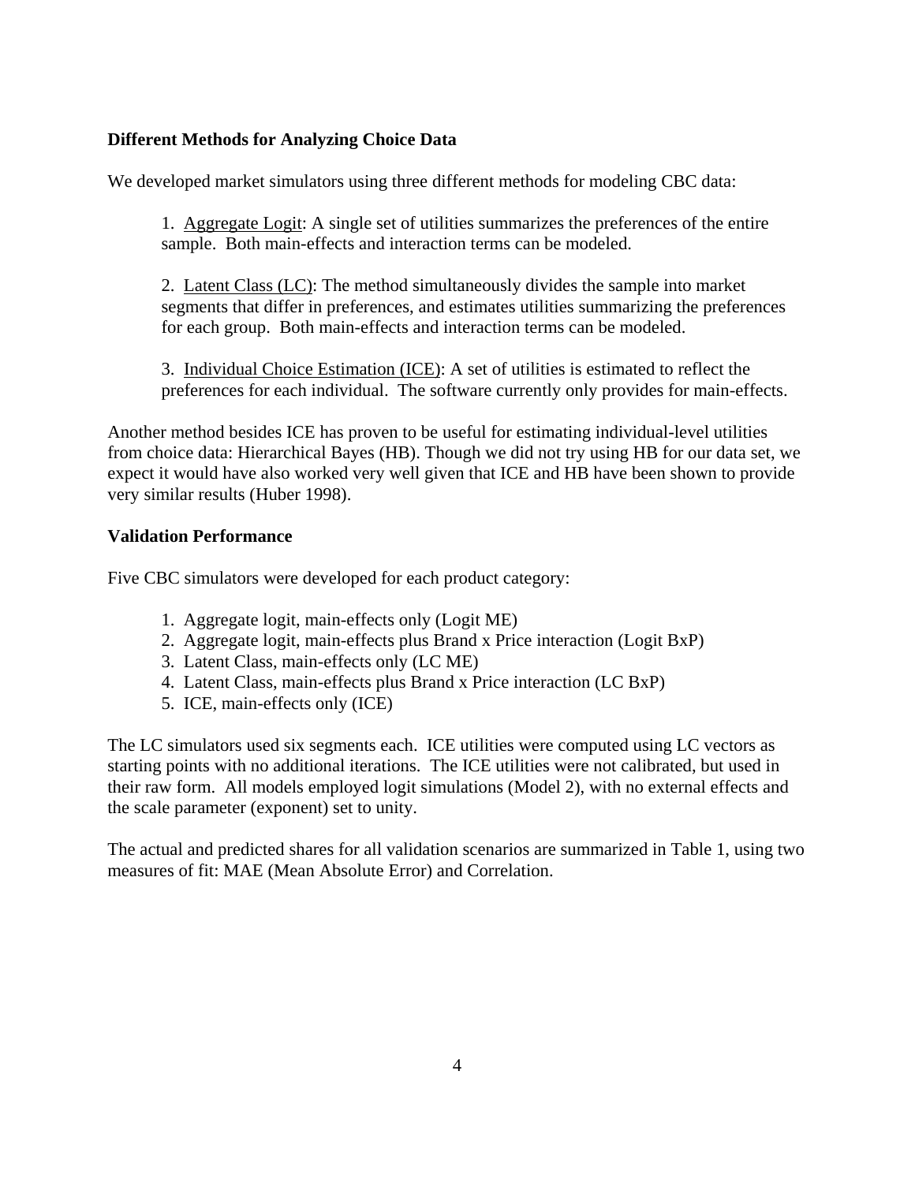**Different Methods for Analyzing Choice Data**

We developed market simulators using three different methods for modeling CBC data:

1. Aggregate Logit: A single set of utilities summarizes the preferences of the entire sample. Both main-effects and interaction terms can be modeled.

2. Latent Class (LC): The method simultaneously divides the sample into market segments that differ in preferences, and estimates utilities summarizing the preferences for each group. Both main-effects and interaction terms can be modeled.

3. Individual Choice Estimation (ICE): A set of utilities is estimated to reflect the preferences for each individual. The software currently only provides for main-effects.

Another method besides ICE has proven to be useful for estimating individual-level utilities from choice data: Hierarchical Bayes (HB). Though we did not try using HB for our data set, we expect it would have also worked very well given that ICE and HB have been shown to provide very similar results (Huber 1998).

**Validation Performance**

Five CBC simulators were developed for each product category:

1. Aggregate logit, main-effects only (Logit ME)
2. Aggregate logit, main-effects plus Brand x Price interaction (Logit BxP)
3. Latent Class, main-effects only (LC ME)
4. Latent Class, main-effects plus Brand x Price interaction (LC BxP)
5. ICE, main-effects only (ICE)

The LC simulators used six segments each. ICE utilities were computed using LC vectors as starting points with no additional iterations. The ICE utilities were not calibrated, but used in their raw form. All models employed logit simulations (Model 2), with no external effects and the scale parameter (exponent) set to unity.

The actual and predicted shares for all validation scenarios are summarized in Table 1, using two measures of fit: MAE (Mean Absolute Error) and Correlation.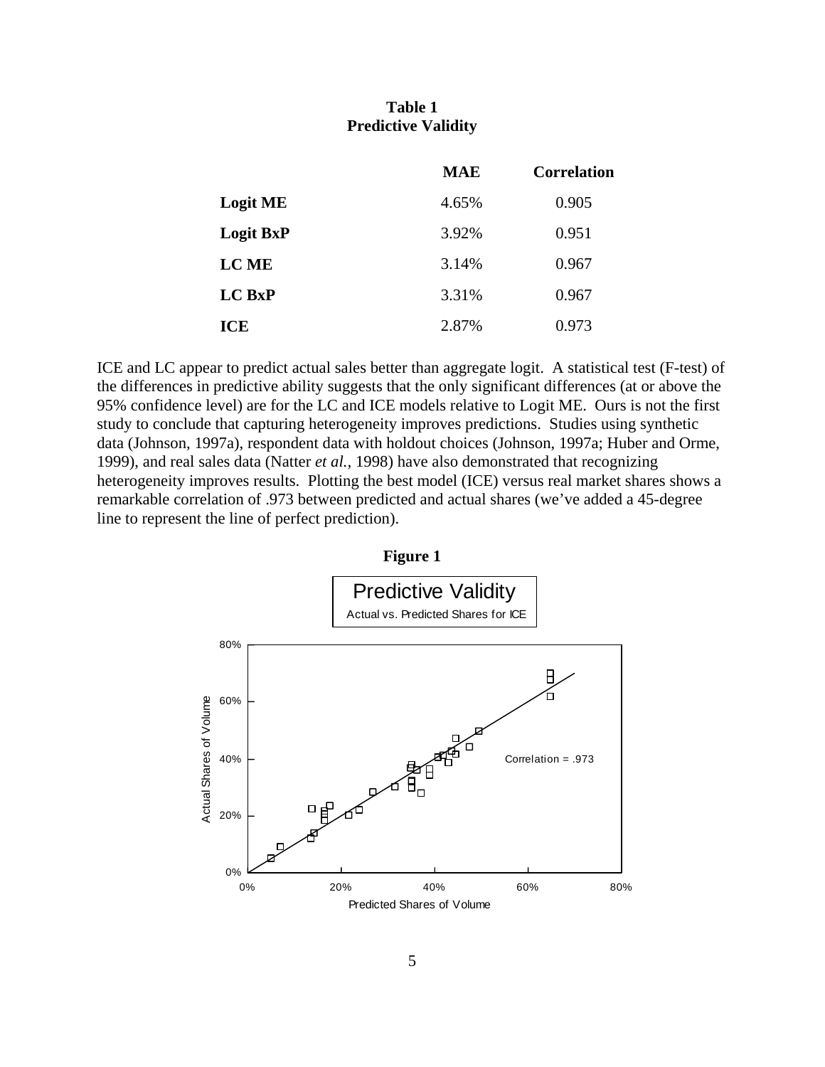**Table 1**
**Predictive Validity**

| | MAE | Correlation |
|---|---|---|
| **Logit ME** | 4.65% | 0.905 |
| **Logit BxP** | 3.92% | 0.951 |
| **LC ME** | 3.14% | 0.967 |
| **LC BxP** | 3.31% | 0.967 |
| **ICE** | 2.87% | 0.973 |

ICE and LC appear to predict actual sales better than aggregate logit. A statistical test (F-test) of the differences in predictive ability suggests that the only significant differences (at or above the 95% confidence level) are for the LC and ICE models relative to Logit ME. Ours is not the first study to conclude that capturing heterogeneity improves predictions. Studies using synthetic data (Johnson, 1997a), respondent data with holdout choices (Johnson, 1997a; Huber and Orme, 1999), and real sales data (Natter *et al.*, 1998) have also demonstrated that recognizing heterogeneity improves results. Plotting the best model (ICE) versus real market shares shows a remarkable correlation of .973 between predicted and actual shares (we've added a 45-degree line to represent the line of perfect prediction).

**Figure 1**

Predictive Validity

Actual vs. Predicted Shares for ICE

Correlation = .973

Actual Shares of Volume

Predicted Shares of Volume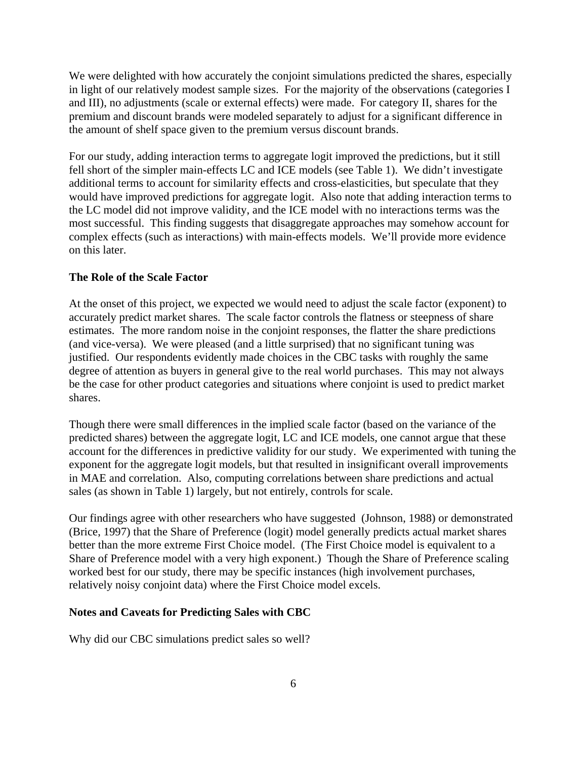We were delighted with how accurately the conjoint simulations predicted the shares, especially in light of our relatively modest sample sizes. For the majority of the observations (categories I and III), no adjustments (scale or external effects) were made. For category II, shares for the premium and discount brands were modeled separately to adjust for a significant difference in the amount of shelf space given to the premium versus discount brands.

For our study, adding interaction terms to aggregate logit improved the predictions, but it still fell short of the simpler main-effects LC and ICE models (see Table 1). We didn't investigate additional terms to account for similarity effects and cross-elasticities, but speculate that they would have improved predictions for aggregate logit. Also note that adding interaction terms to the LC model did not improve validity, and the ICE model with no interactions terms was the most successful. This finding suggests that disaggregate approaches may somehow account for complex effects (such as interactions) with main-effects models. We'll provide more evidence on this later.

**The Role of the Scale Factor**

At the onset of this project, we expected we would need to adjust the scale factor (exponent) to accurately predict market shares. The scale factor controls the flatness or steepness of share estimates. The more random noise in the conjoint responses, the flatter the share predictions (and vice-versa). We were pleased (and a little surprised) that no significant tuning was justified. Our respondents evidently made choices in the CBC tasks with roughly the same degree of attention as buyers in general give to the real world purchases. This may not always be the case for other product categories and situations where conjoint is used to predict market shares.

Though there were small differences in the implied scale factor (based on the variance of the predicted shares) between the aggregate logit, LC and ICE models, one cannot argue that these account for the differences in predictive validity for our study. We experimented with tuning the exponent for the aggregate logit models, but that resulted in insignificant overall improvements in MAE and correlation. Also, computing correlations between share predictions and actual sales (as shown in Table 1) largely, but not entirely, controls for scale.

Our findings agree with other researchers who have suggested (Johnson, 1988) or demonstrated (Brice, 1997) that the Share of Preference (logit) model generally predicts actual market shares better than the more extreme First Choice model. (The First Choice model is equivalent to a Share of Preference model with a very high exponent.) Though the Share of Preference scaling worked best for our study, there may be specific instances (high involvement purchases, relatively noisy conjoint data) where the First Choice model excels.

**Notes and Caveats for Predicting Sales with CBC**

Why did our CBC simulations predict sales so well?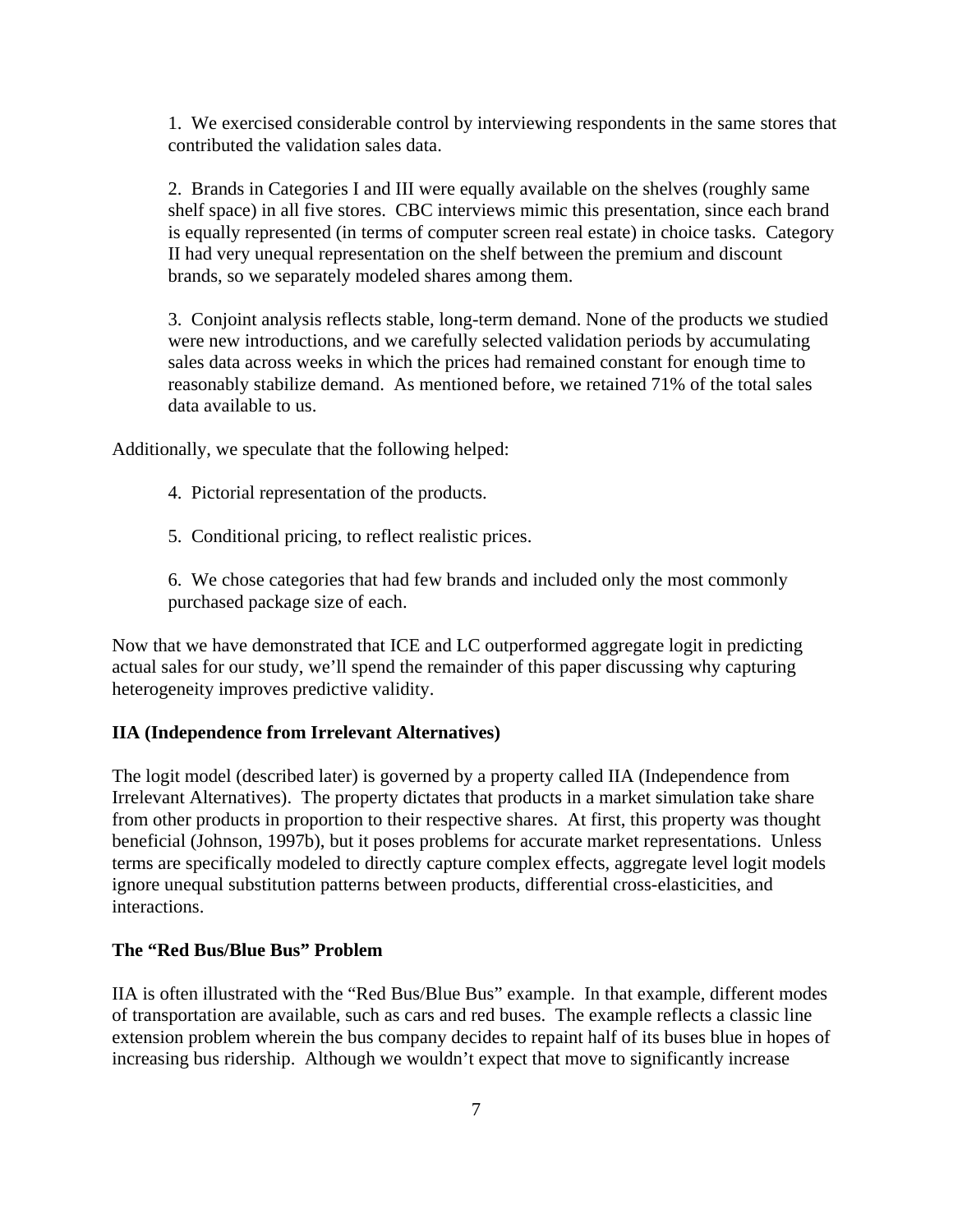1. We exercised considerable control by interviewing respondents in the same stores that contributed the validation sales data.

2. Brands in Categories I and III were equally available on the shelves (roughly same shelf space) in all five stores. CBC interviews mimic this presentation, since each brand is equally represented (in terms of computer screen real estate) in choice tasks. Category II had very unequal representation on the shelf between the premium and discount brands, so we separately modeled shares among them.

3. Conjoint analysis reflects stable, long-term demand. None of the products we studied were new introductions, and we carefully selected validation periods by accumulating sales data across weeks in which the prices had remained constant for enough time to reasonably stabilize demand. As mentioned before, we retained 71% of the total sales data available to us.

Additionally, we speculate that the following helped:

4. Pictorial representation of the products.

5. Conditional pricing, to reflect realistic prices.

6. We chose categories that had few brands and included only the most commonly purchased package size of each.

Now that we have demonstrated that ICE and LC outperformed aggregate logit in predicting actual sales for our study, we'll spend the remainder of this paper discussing why capturing heterogeneity improves predictive validity.

**IIA (Independence from Irrelevant Alternatives)**

The logit model (described later) is governed by a property called IIA (Independence from Irrelevant Alternatives). The property dictates that products in a market simulation take share from other products in proportion to their respective shares. At first, this property was thought beneficial (Johnson, 1997b), but it poses problems for accurate market representations. Unless terms are specifically modeled to directly capture complex effects, aggregate level logit models ignore unequal substitution patterns between products, differential cross-elasticities, and interactions.

**The "Red Bus/Blue Bus" Problem**

IIA is often illustrated with the "Red Bus/Blue Bus" example. In that example, different modes of transportation are available, such as cars and red buses. The example reflects a classic line extension problem wherein the bus company decides to repaint half of its buses blue in hopes of increasing bus ridership. Although we wouldn't expect that move to significantly increase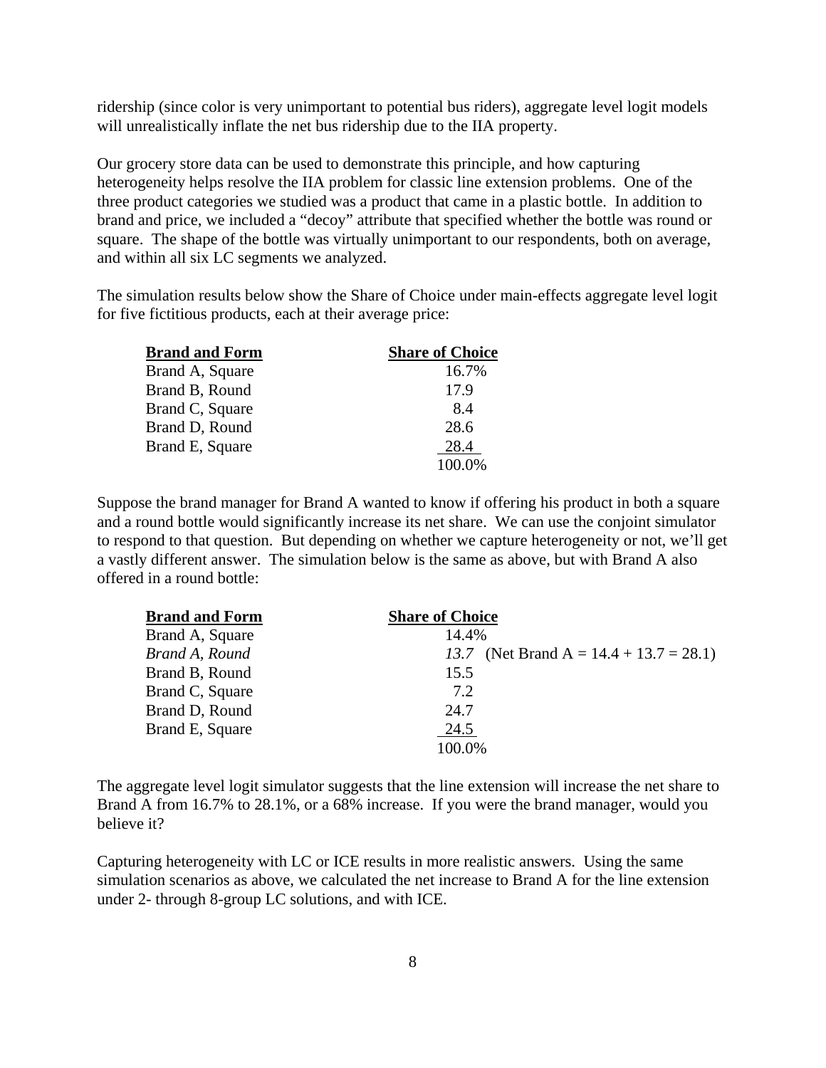ridership (since color is very unimportant to potential bus riders), aggregate level logit models will unrealistically inflate the net bus ridership due to the IIA property.

Our grocery store data can be used to demonstrate this principle, and how capturing heterogeneity helps resolve the IIA problem for classic line extension problems. One of the three product categories we studied was a product that came in a plastic bottle. In addition to brand and price, we included a "decoy" attribute that specified whether the bottle was round or square. The shape of the bottle was virtually unimportant to our respondents, both on average, and within all six LC segments we analyzed.

The simulation results below show the Share of Choice under main-effects aggregate level logit for five fictitious products, each at their average price:

| Brand and Form | Share of Choice |
|---|---|
| Brand A, Square | 16.7% |
| Brand B, Round | 17.9 |
| Brand C, Square | 8.4 |
| Brand D, Round | 28.6 |
| Brand E, Square | 28.4 |
| | 100.0% |

Suppose the brand manager for Brand A wanted to know if offering his product in both a square and a round bottle would significantly increase its net share. We can use the conjoint simulator to respond to that question. But depending on whether we capture heterogeneity or not, we'll get a vastly different answer. The simulation below is the same as above, but with Brand A also offered in a round bottle:

| Brand and Form | Share of Choice |
|---|---|
| Brand A, Square | 14.4% |
| *Brand A, Round* | *13.7* (Net Brand A = 14.4 + 13.7 = 28.1) |
| Brand B, Round | 15.5 |
| Brand C, Square | 7.2 |
| Brand D, Round | 24.7 |
| Brand E, Square | 24.5 |
| | 100.0% |

The aggregate level logit simulator suggests that the line extension will increase the net share to Brand A from 16.7% to 28.1%, or a 68% increase. If you were the brand manager, would you believe it?

Capturing heterogeneity with LC or ICE results in more realistic answers. Using the same simulation scenarios as above, we calculated the net increase to Brand A for the line extension under 2- through 8-group LC solutions, and with ICE.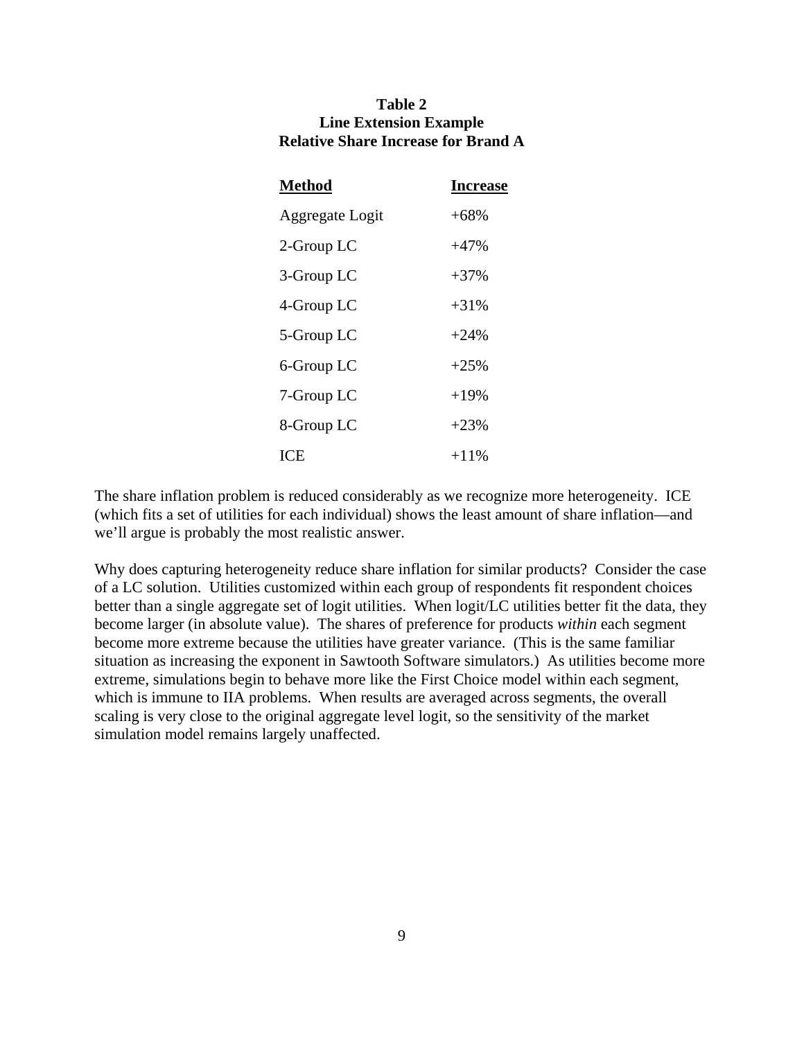**Table 2**
**Line Extension Example**
**Relative Share Increase for Brand A**

| Method | Increase |
|---|---|
| Aggregate Logit | +68% |
| 2-Group LC | +47% |
| 3-Group LC | +37% |
| 4-Group LC | +31% |
| 5-Group LC | +24% |
| 6-Group LC | +25% |
| 7-Group LC | +19% |
| 8-Group LC | +23% |
| ICE | +11% |

The share inflation problem is reduced considerably as we recognize more heterogeneity. ICE (which fits a set of utilities for each individual) shows the least amount of share inflation—and we'll argue is probably the most realistic answer.

Why does capturing heterogeneity reduce share inflation for similar products? Consider the case of a LC solution. Utilities customized within each group of respondents fit respondent choices better than a single aggregate set of logit utilities. When logit/LC utilities better fit the data, they become larger (in absolute value). The shares of preference for products *within* each segment become more extreme because the utilities have greater variance. (This is the same familiar situation as increasing the exponent in Sawtooth Software simulators.) As utilities become more extreme, simulations begin to behave more like the First Choice model within each segment, which is immune to IIA problems. When results are averaged across segments, the overall scaling is very close to the original aggregate level logit, so the sensitivity of the market simulation model remains largely unaffected.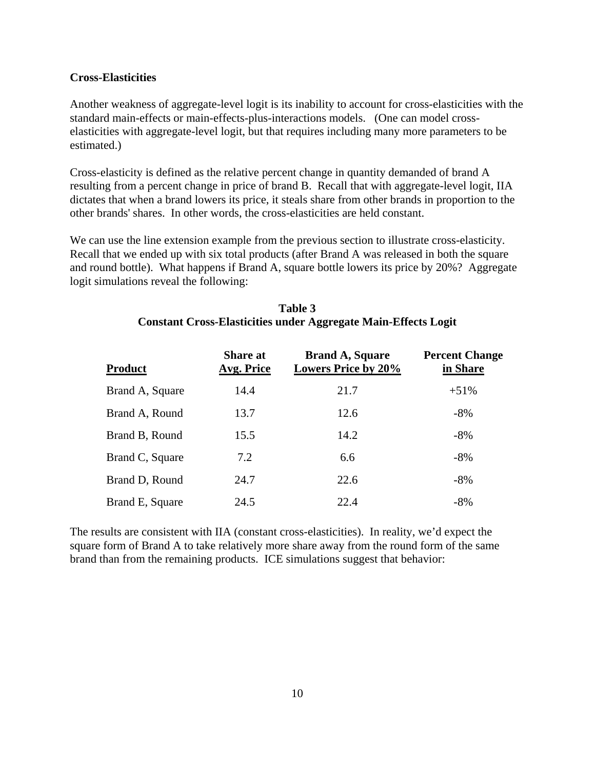**Cross-Elasticities**

Another weakness of aggregate-level logit is its inability to account for cross-elasticities with the standard main-effects or main-effects-plus-interactions models. (One can model cross-elasticities with aggregate-level logit, but that requires including many more parameters to be estimated.)

Cross-elasticity is defined as the relative percent change in quantity demanded of brand A resulting from a percent change in price of brand B. Recall that with aggregate-level logit, IIA dictates that when a brand lowers its price, it steals share from other brands in proportion to the other brands' shares. In other words, the cross-elasticities are held constant.

We can use the line extension example from the previous section to illustrate cross-elasticity. Recall that we ended up with six total products (after Brand A was released in both the square and round bottle). What happens if Brand A, square bottle lowers its price by 20%? Aggregate logit simulations reveal the following:

**Table 3**
**Constant Cross-Elasticities under Aggregate Main-Effects Logit**

| Product | Share at Avg. Price | Brand A, Square Lowers Price by 20% | Percent Change in Share |
|---|---|---|---|
| Brand A, Square | 14.4 | 21.7 | +51% |
| Brand A, Round | 13.7 | 12.6 | -8% |
| Brand B, Round | 15.5 | 14.2 | -8% |
| Brand C, Square | 7.2 | 6.6 | -8% |
| Brand D, Round | 24.7 | 22.6 | -8% |
| Brand E, Square | 24.5 | 22.4 | -8% |

The results are consistent with IIA (constant cross-elasticities). In reality, we'd expect the square form of Brand A to take relatively more share away from the round form of the same brand than from the remaining products. ICE simulations suggest that behavior: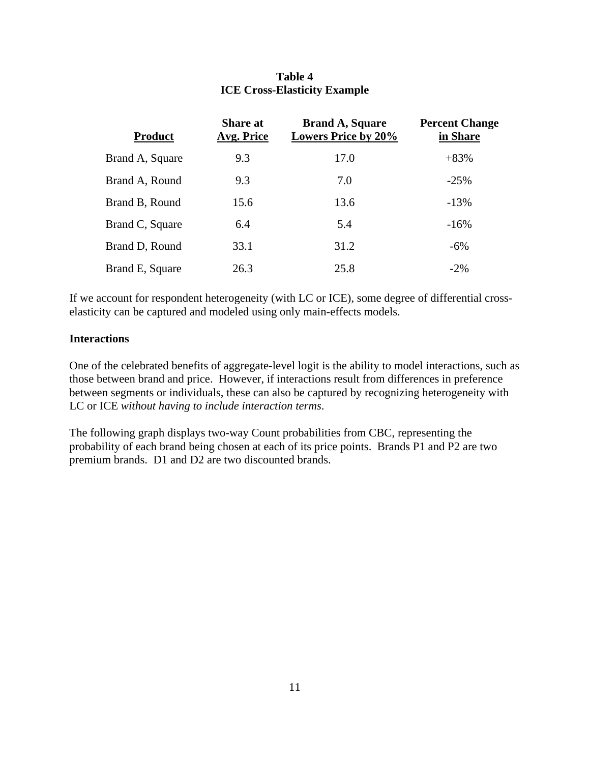**Table 4**
**ICE Cross-Elasticity Example**

| Product | Share at Avg. Price | Brand A, Square Lowers Price by 20% | Percent Change in Share |
|---|---|---|---|
| Brand A, Square | 9.3 | 17.0 | +83% |
| Brand A, Round | 9.3 | 7.0 | -25% |
| Brand B, Round | 15.6 | 13.6 | -13% |
| Brand C, Square | 6.4 | 5.4 | -16% |
| Brand D, Round | 33.1 | 31.2 | -6% |
| Brand E, Square | 26.3 | 25.8 | -2% |

If we account for respondent heterogeneity (with LC or ICE), some degree of differential cross-elasticity can be captured and modeled using only main-effects models.

**Interactions**

One of the celebrated benefits of aggregate-level logit is the ability to model interactions, such as those between brand and price. However, if interactions result from differences in preference between segments or individuals, these can also be captured by recognizing heterogeneity with LC or ICE *without having to include interaction terms*.

The following graph displays two-way Count probabilities from CBC, representing the probability of each brand being chosen at each of its price points. Brands P1 and P2 are two premium brands. D1 and D2 are two discounted brands.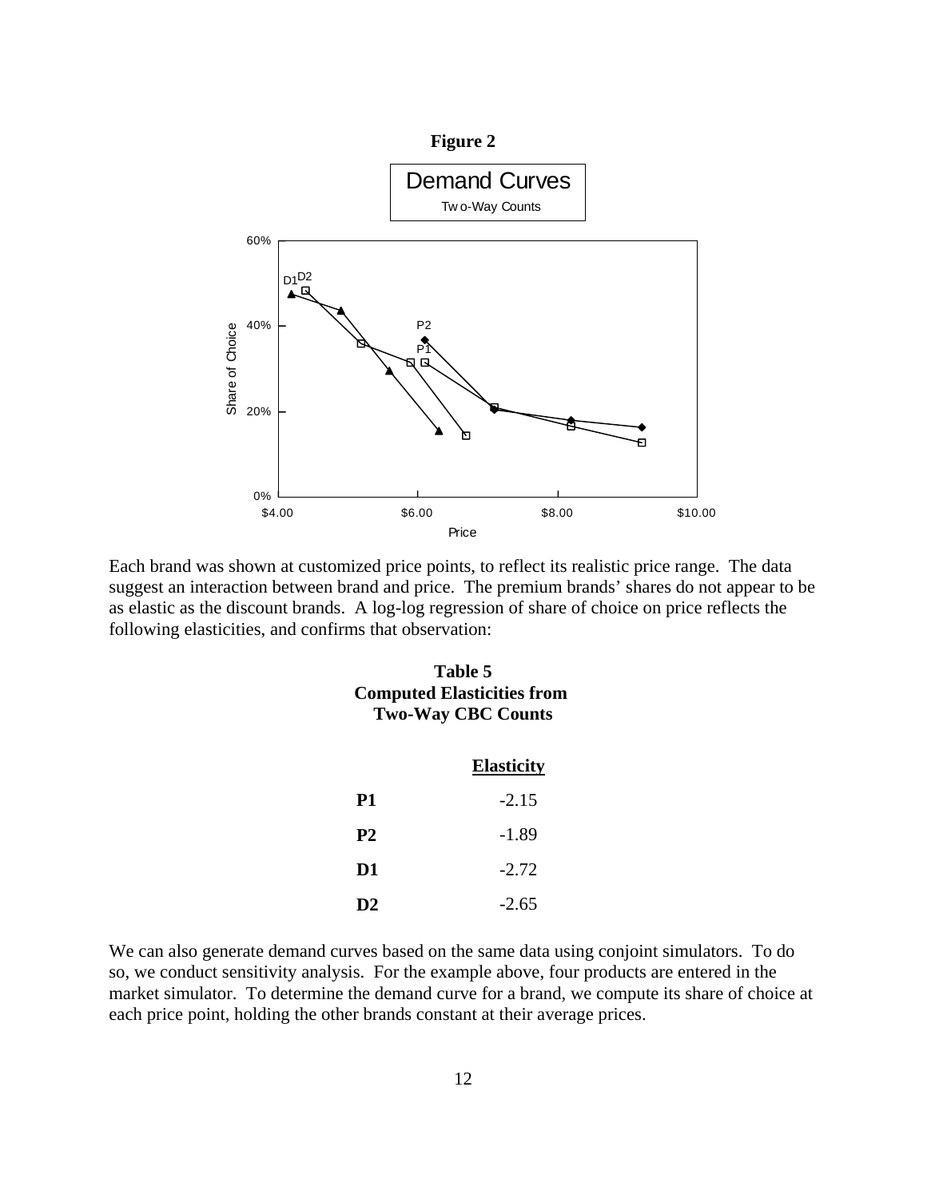**Figure 2**

Demand Curves

Two-Way Counts

Each brand was shown at customized price points, to reflect its realistic price range. The data suggest an interaction between brand and price. The premium brands' shares do not appear to be as elastic as the discount brands. A log-log regression of share of choice on price reflects the following elasticities, and confirms that observation:

**Table 5**
**Computed Elasticities from Two-Way CBC Counts**

| | Elasticity |
|---|---|
| **P1** | -2.15 |
| **P2** | -1.89 |
| **D1** | -2.72 |
| **D2** | -2.65 |

We can also generate demand curves based on the same data using conjoint simulators. To do so, we conduct sensitivity analysis. For the example above, four products are entered in the market simulator. To determine the demand curve for a brand, we compute its share of choice at each price point, holding the other brands constant at their average prices.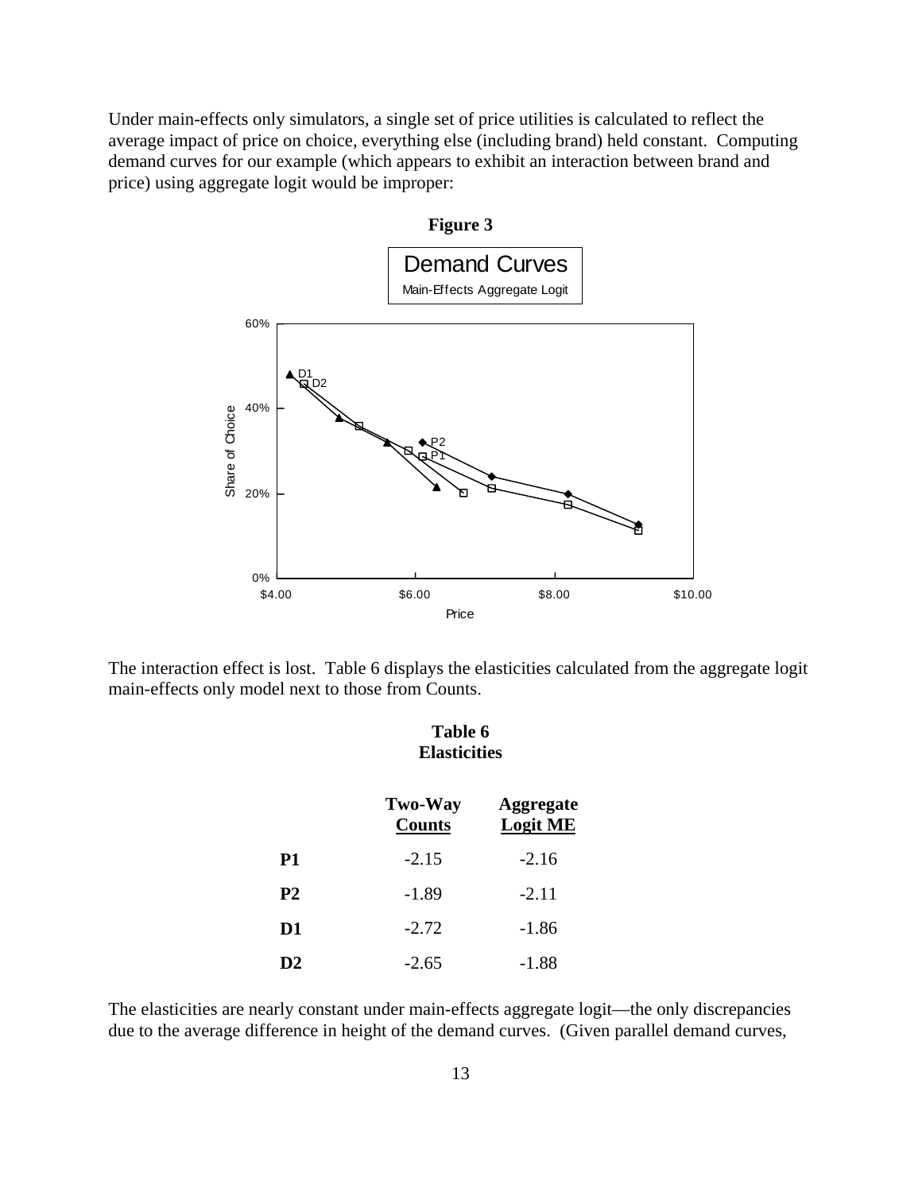Under main-effects only simulators, a single set of price utilities is calculated to reflect the average impact of price on choice, everything else (including brand) held constant. Computing demand curves for our example (which appears to exhibit an interaction between brand and price) using aggregate logit would be improper:

**Figure 3**

The interaction effect is lost. Table 6 displays the elasticities calculated from the aggregate logit main-effects only model next to those from Counts.

**Table 6**
**Elasticities**

| | Two-Way Counts | Aggregate Logit ME |
|---|---|---|
| **P1** | -2.15 | -2.16 |
| **P2** | -1.89 | -2.11 |
| **D1** | -2.72 | -1.86 |
| **D2** | -2.65 | -1.88 |

The elasticities are nearly constant under main-effects aggregate logit—the only discrepancies due to the average difference in height of the demand curves. (Given parallel demand curves,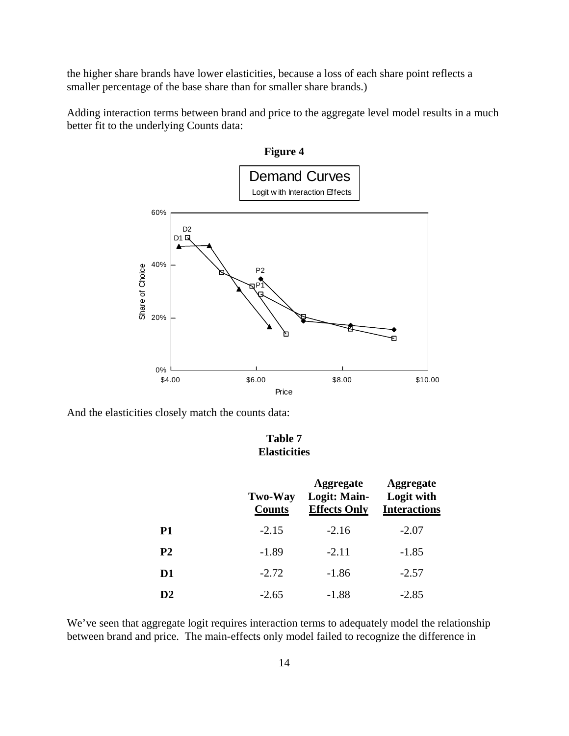the higher share brands have lower elasticities, because a loss of each share point reflects a smaller percentage of the base share than for smaller share brands.)

Adding interaction terms between brand and price to the aggregate level model results in a much better fit to the underlying Counts data:

**Figure 4**

And the elasticities closely match the counts data:

**Table 7**
**Elasticities**

| | Two-Way Counts | Aggregate Logit: Main-Effects Only | Aggregate Logit with Interactions |
|---|---|---|---|
| **P1** | -2.15 | -2.16 | -2.07 |
| **P2** | -1.89 | -2.11 | -1.85 |
| **D1** | -2.72 | -1.86 | -2.57 |
| **D2** | -2.65 | -1.88 | -2.85 |

We've seen that aggregate logit requires interaction terms to adequately model the relationship between brand and price. The main-effects only model failed to recognize the difference in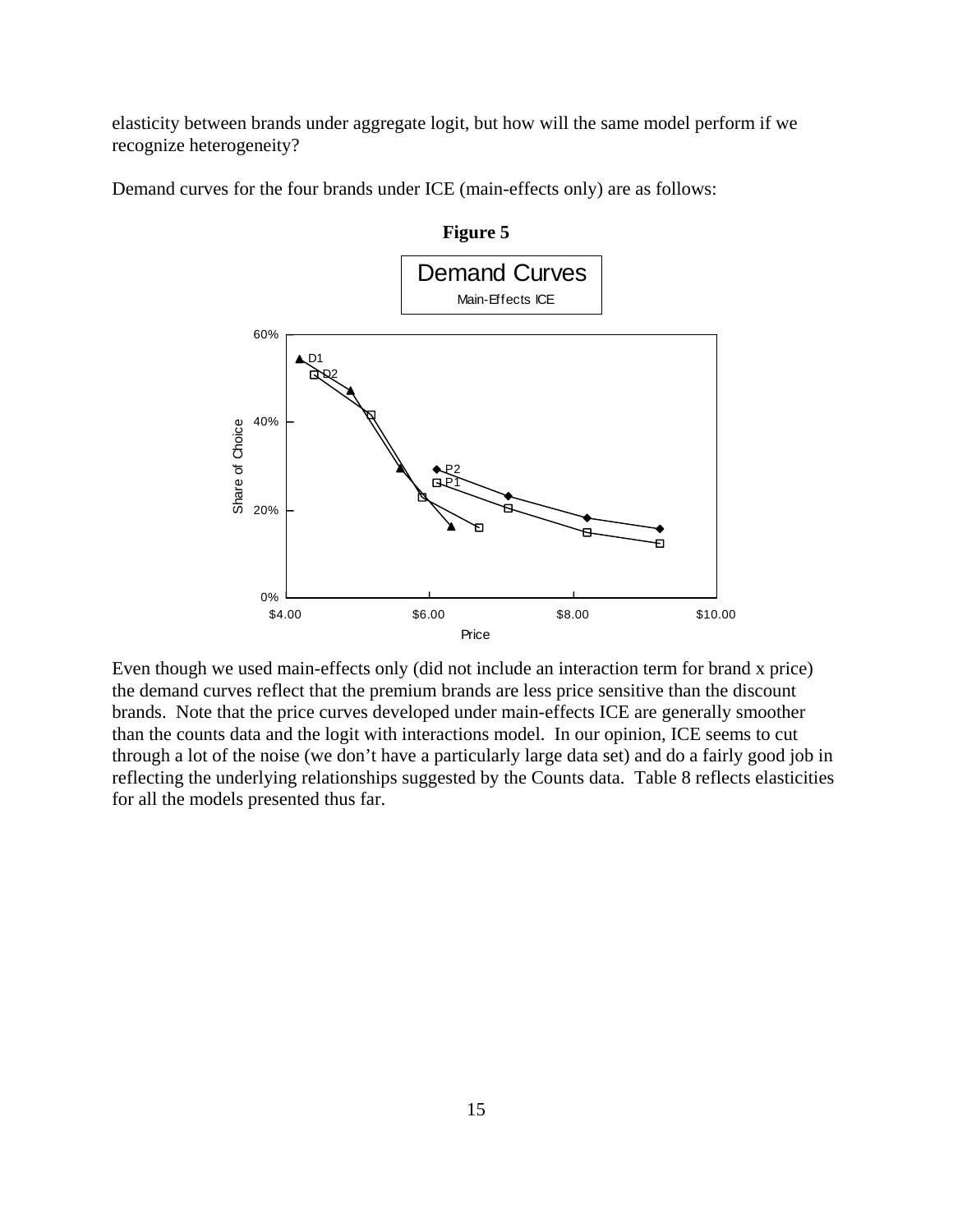elasticity between brands under aggregate logit, but how will the same model perform if we recognize heterogeneity?

Demand curves for the four brands under ICE (main-effects only) are as follows:

**Figure 5**

Even though we used main-effects only (did not include an interaction term for brand x price) the demand curves reflect that the premium brands are less price sensitive than the discount brands. Note that the price curves developed under main-effects ICE are generally smoother than the counts data and the logit with interactions model. In our opinion, ICE seems to cut through a lot of the noise (we don't have a particularly large data set) and do a fairly good job in reflecting the underlying relationships suggested by the Counts data. Table 8 reflects elasticities for all the models presented thus far.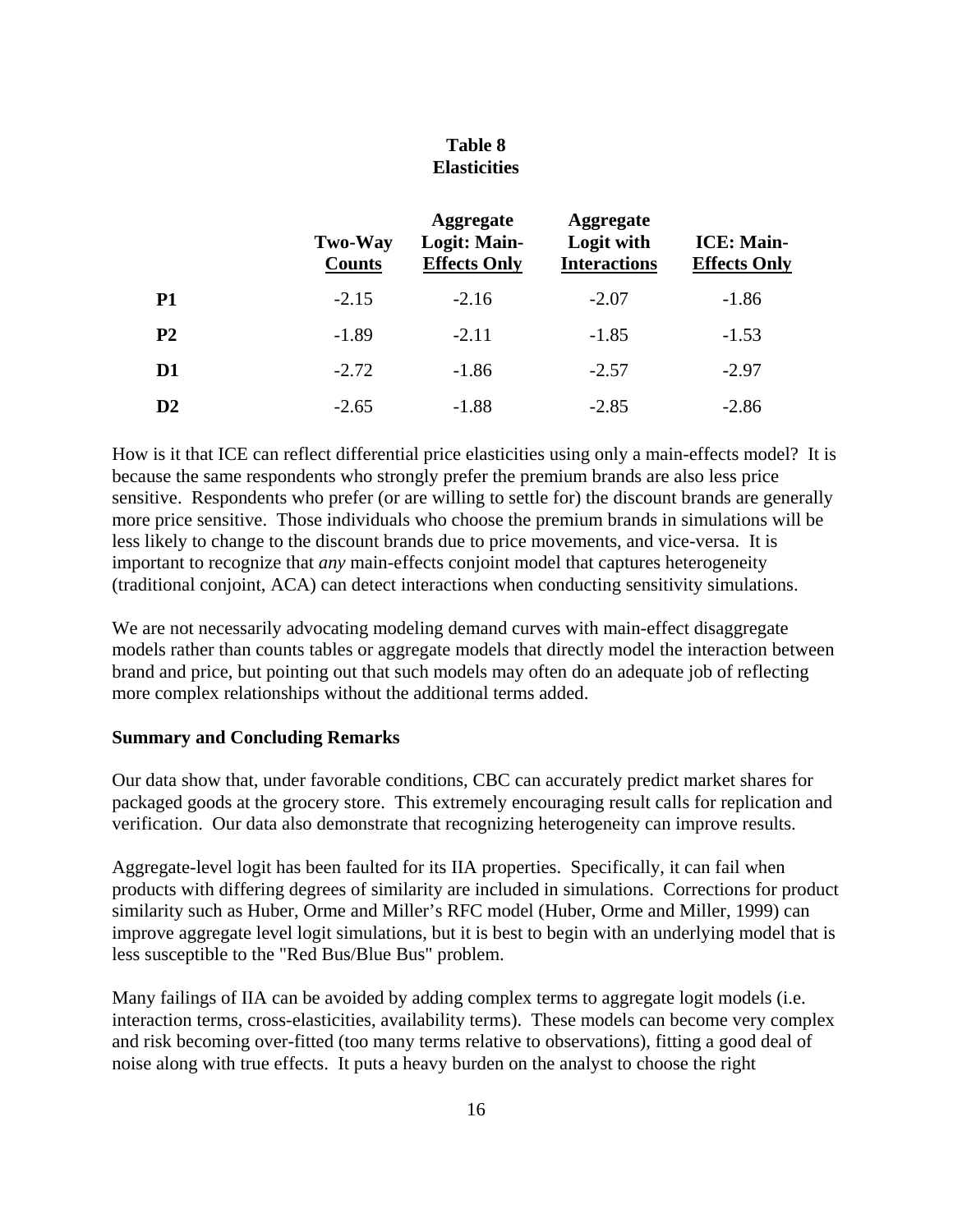**Table 8**
**Elasticities**

| | Two-Way Counts | Aggregate Logit: Main-Effects Only | Aggregate Logit with Interactions | ICE: Main-Effects Only |
|---|---|---|---|---|
| **P1** | -2.15 | -2.16 | -2.07 | -1.86 |
| **P2** | -1.89 | -2.11 | -1.85 | -1.53 |
| **D1** | -2.72 | -1.86 | -2.57 | -2.97 |
| **D2** | -2.65 | -1.88 | -2.85 | -2.86 |

How is it that ICE can reflect differential price elasticities using only a main-effects model? It is because the same respondents who strongly prefer the premium brands are also less price sensitive. Respondents who prefer (or are willing to settle for) the discount brands are generally more price sensitive. Those individuals who choose the premium brands in simulations will be less likely to change to the discount brands due to price movements, and vice-versa. It is important to recognize that *any* main-effects conjoint model that captures heterogeneity (traditional conjoint, ACA) can detect interactions when conducting sensitivity simulations.

We are not necessarily advocating modeling demand curves with main-effect disaggregate models rather than counts tables or aggregate models that directly model the interaction between brand and price, but pointing out that such models may often do an adequate job of reflecting more complex relationships without the additional terms added.

## Summary and Concluding Remarks

Our data show that, under favorable conditions, CBC can accurately predict market shares for packaged goods at the grocery store. This extremely encouraging result calls for replication and verification. Our data also demonstrate that recognizing heterogeneity can improve results.

Aggregate-level logit has been faulted for its IIA properties. Specifically, it can fail when products with differing degrees of similarity are included in simulations. Corrections for product similarity such as Huber, Orme and Miller's RFC model (Huber, Orme and Miller, 1999) can improve aggregate level logit simulations, but it is best to begin with an underlying model that is less susceptible to the "Red Bus/Blue Bus" problem.

Many failings of IIA can be avoided by adding complex terms to aggregate logit models (i.e. interaction terms, cross-elasticities, availability terms). These models can become very complex and risk becoming over-fitted (too many terms relative to observations), fitting a good deal of noise along with true effects. It puts a heavy burden on the analyst to choose the right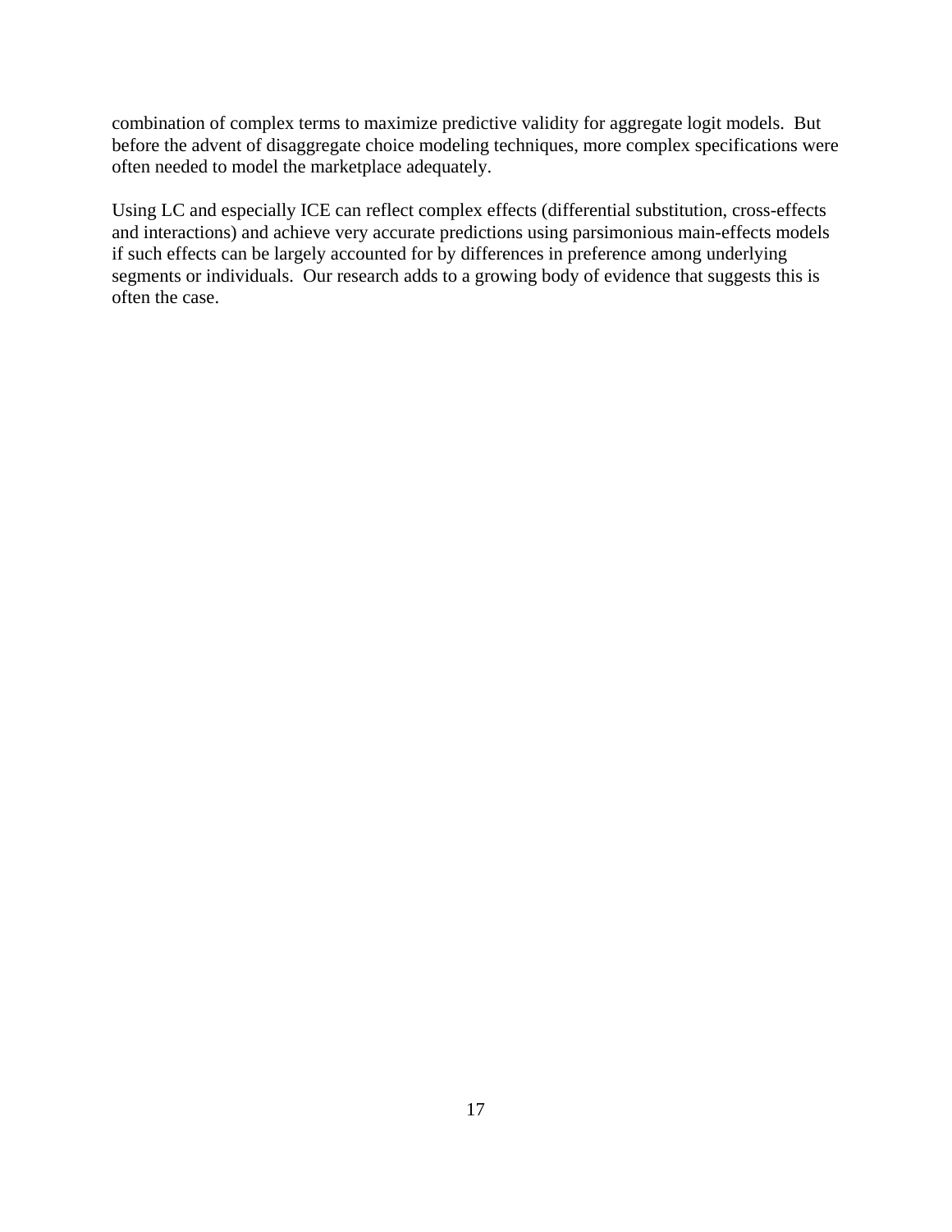combination of complex terms to maximize predictive validity for aggregate logit models. But before the advent of disaggregate choice modeling techniques, more complex specifications were often needed to model the marketplace adequately.

Using LC and especially ICE can reflect complex effects (differential substitution, cross-effects and interactions) and achieve very accurate predictions using parsimonious main-effects models if such effects can be largely accounted for by differences in preference among underlying segments or individuals. Our research adds to a growing body of evidence that suggests this is often the case.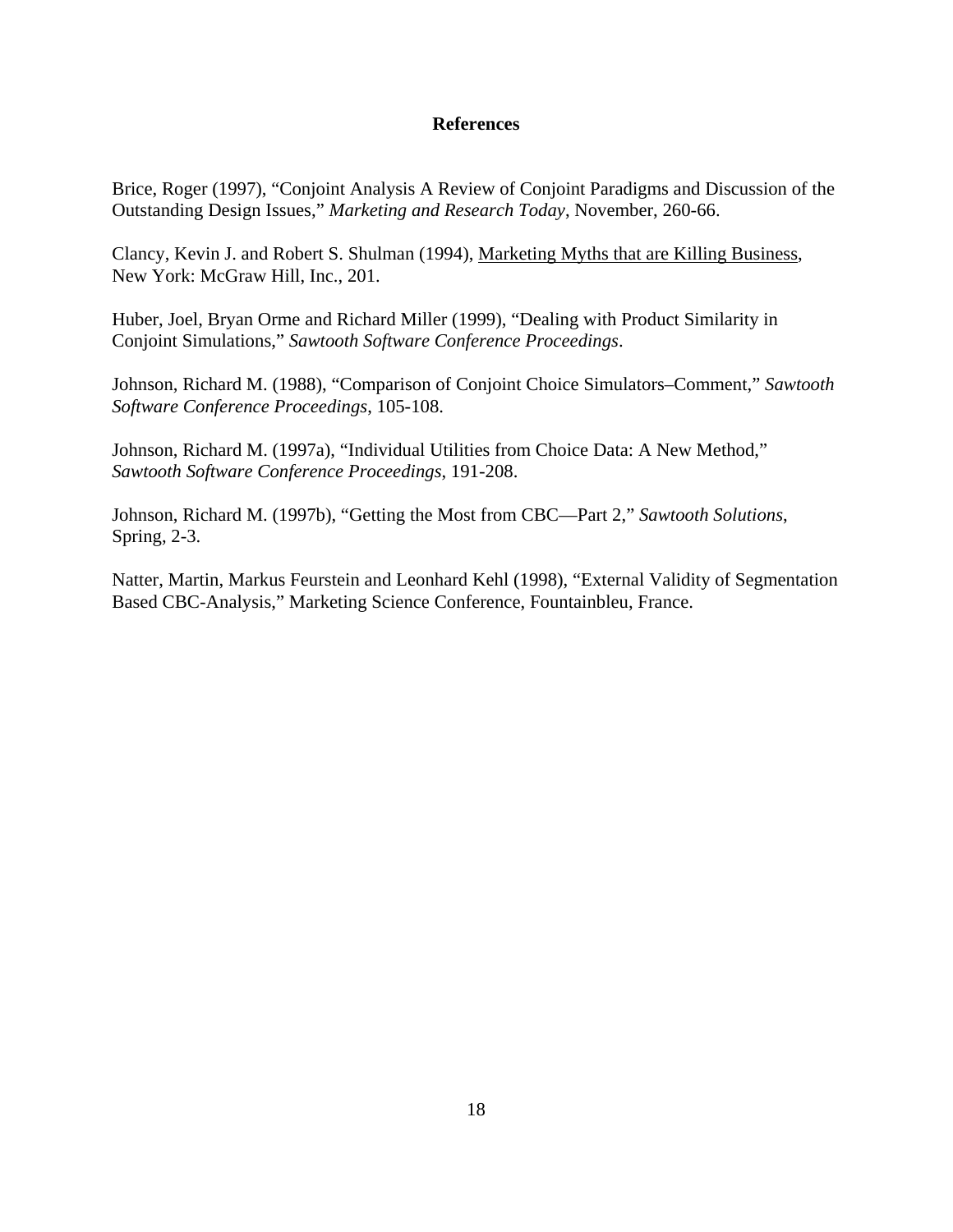# References

Brice, Roger (1997), "Conjoint Analysis A Review of Conjoint Paradigms and Discussion of the Outstanding Design Issues," *Marketing and Research Today*, November, 260-66.

Clancy, Kevin J. and Robert S. Shulman (1994), Marketing Myths that are Killing Business, New York: McGraw Hill, Inc., 201.

Huber, Joel, Bryan Orme and Richard Miller (1999), "Dealing with Product Similarity in Conjoint Simulations," *Sawtooth Software Conference Proceedings*.

Johnson, Richard M. (1988), "Comparison of Conjoint Choice Simulators–Comment," *Sawtooth Software Conference Proceedings*, 105-108.

Johnson, Richard M. (1997a), "Individual Utilities from Choice Data: A New Method," *Sawtooth Software Conference Proceedings*, 191-208.

Johnson, Richard M. (1997b), "Getting the Most from CBC—Part 2," *Sawtooth Solutions*, Spring, 2-3.

Natter, Martin, Markus Feurstein and Leonhard Kehl (1998), "External Validity of Segmentation Based CBC-Analysis," Marketing Science Conference, Fountainbleu, France.